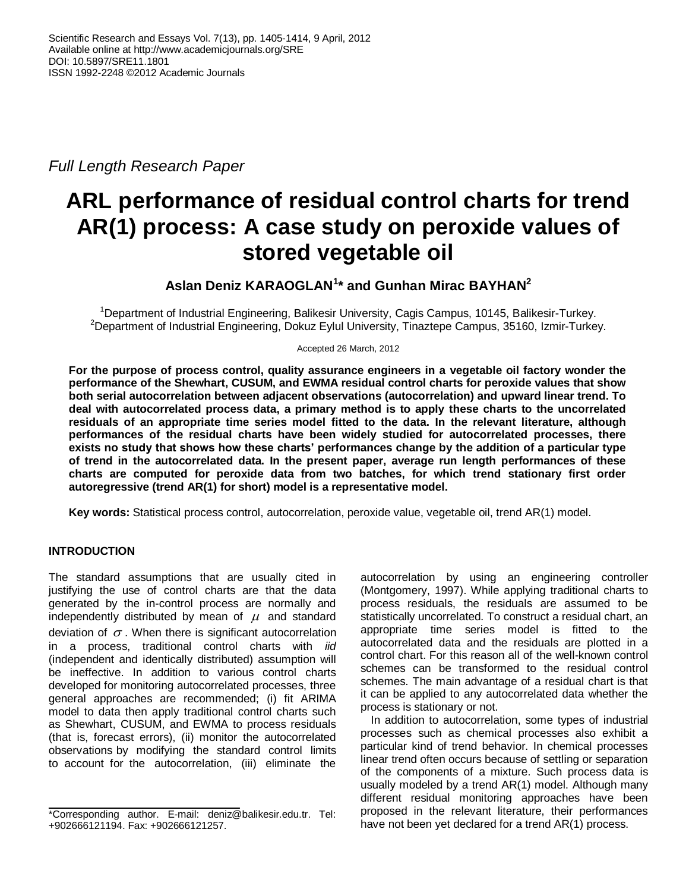Scientific Research and Essays Vol. 7(13), pp. 1405-1414, 9 April, 2012
Available online at http://www.academicjournals.org/SRE
DOI: 10.5897/SRE11.1801
ISSN 1992-2248 ©2012 Academic Journals

*Full Length Research Paper*

# ARL performance of residual control charts for trend AR(1) process: A case study on peroxide values of stored vegetable oil

**Aslan Deniz KARAOGLAN[1]* and Gunhan Mirac BAYHAN[2]**

[1]Department of Industrial Engineering, Balikesir University, Cagis Campus, 10145, Balikesir-Turkey.
[2]Department of Industrial Engineering, Dokuz Eylul University, Tinaztepe Campus, 35160, Izmir-Turkey.

Accepted 26 March, 2012

**For the purpose of process control, quality assurance engineers in a vegetable oil factory wonder the performance of the Shewhart, CUSUM, and EWMA residual control charts for peroxide values that show both serial autocorrelation between adjacent observations (autocorrelation) and upward linear trend. To deal with autocorrelated process data, a primary method is to apply these charts to the uncorrelated residuals of an appropriate time series model fitted to the data. In the relevant literature, although performances of the residual charts have been widely studied for autocorrelated processes, there exists no study that shows how these charts' performances change by the addition of a particular type of trend in the autocorrelated data. In the present paper, average run length performances of these charts are computed for peroxide data from two batches, for which trend stationary first order autoregressive (trend AR(1) for short) model is a representative model.**

**Key words:** Statistical process control, autocorrelation, peroxide value, vegetable oil, trend AR(1) model.

## INTRODUCTION

The standard assumptions that are usually cited in justifying the use of control charts are that the data generated by the in-control process are normally and independently distributed by mean of $\mu$ and standard deviation of $\sigma$. When there is significant autocorrelation in a process, traditional control charts with *iid* (independent and identically distributed) assumption will be ineffective. In addition to various control charts developed for monitoring autocorrelated processes, three general approaches are recommended; (i) fit ARIMA model to data then apply traditional control charts such as Shewhart, CUSUM, and EWMA to process residuals (that is, forecast errors), (ii) monitor the autocorrelated observations by modifying the standard control limits to account for the autocorrelation, (iii) eliminate the autocorrelation by using an engineering controller (Montgomery, 1997). While applying traditional charts to process residuals, the residuals are assumed to be statistically uncorrelated. To construct a residual chart, an appropriate time series model is fitted to the autocorrelated data and the residuals are plotted in a control chart. For this reason all of the well-known control schemes can be transformed to the residual control schemes. The main advantage of a residual chart is that it can be applied to any autocorrelated data whether the process is stationary or not.

In addition to autocorrelation, some types of industrial processes such as chemical processes also exhibit a particular kind of trend behavior. In chemical processes linear trend often occurs because of settling or separation of the components of a mixture. Such process data is usually modeled by a trend AR(1) model. Although many different residual monitoring approaches have been proposed in the relevant literature, their performances have not been yet declared for a trend AR(1) process.

*Corresponding author. E-mail: deniz@balikesir.edu.tr. Tel: +902666121194. Fax: +902666121257.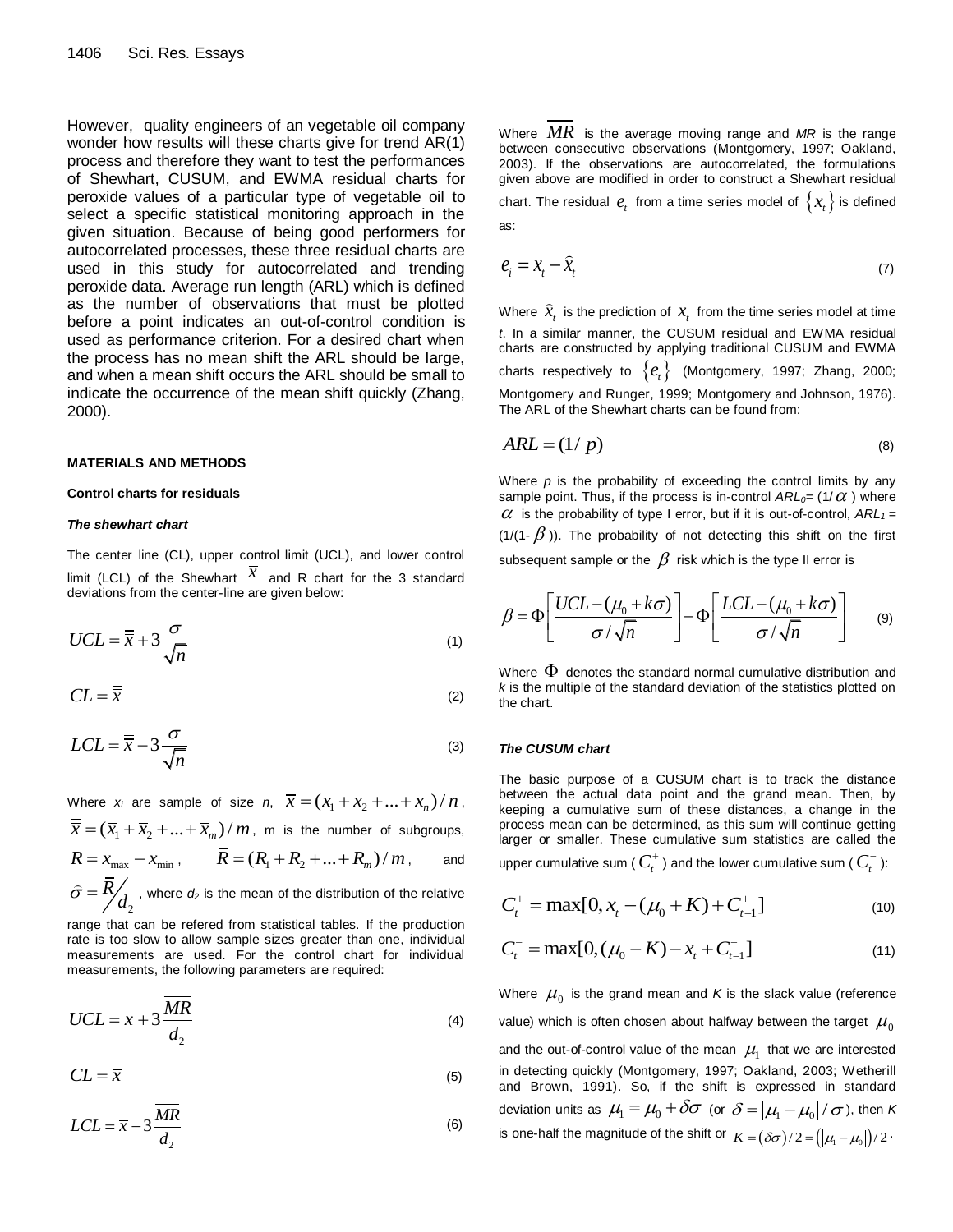However, quality engineers of an vegetable oil company wonder how results will these charts give for trend AR(1) process and therefore they want to test the performances of Shewhart, CUSUM, and EWMA residual charts for peroxide values of a particular type of vegetable oil to select a specific statistical monitoring approach in the given situation. Because of being good performers for autocorrelated processes, these three residual charts are used in this study for autocorrelated and trending peroxide data. Average run length (ARL) which is defined as the number of observations that must be plotted before a point indicates an out-of-control condition is used as performance criterion. For a desired chart when the process has no mean shift the ARL should be large, and when a mean shift occurs the ARL should be small to indicate the occurrence of the mean shift quickly (Zhang, 2000).

## MATERIALS AND METHODS

### Control charts for residuals

#### *The shewhart chart*

The center line (CL), upper control limit (UCL), and lower control limit (LCL) of the Shewhart $\bar{x}$ and R chart for the 3 standard deviations from the center-line are given below:

$$UCL = \bar{\bar{x}} + 3\frac{\sigma}{\sqrt{n}} \tag{1}$$

$$CL = \bar{\bar{x}} \tag{2}$$

$$LCL = \bar{\bar{x}} - 3\frac{\sigma}{\sqrt{n}} \tag{3}$$

Where $x_i$ are sample of size $n$, $\bar{x} = (x_1 + x_2 + ... + x_n)/n$, $\bar{\bar{x}} = (\bar{x}_1 + \bar{x}_2 + ... + \bar{x}_m)/m$, m is the number of subgroups, $R = x_{\max} - x_{\min}$, $\bar{R} = (R_1 + R_2 + ... + R_m)/m$, and $\hat{\sigma} = \bar{R}/d_2$, where $d_2$ is the mean of the distribution of the relative range that can be refered from statistical tables. If the production rate is too slow to allow sample sizes greater than one, individual measurements are used. For the control chart for individual measurements, the following parameters are required:

$$UCL = \bar{x} + 3\frac{\overline{MR}}{d_2} \tag{4}$$

$$CL = \bar{x} \tag{5}$$

$$LCL = \bar{x} - 3\frac{\overline{MR}}{d_2} \tag{6}$$

Where $\overline{MR}$ is the average moving range and *MR* is the range between consecutive observations (Montgomery, 1997; Oakland, 2003). If the observations are autocorrelated, the formulations given above are modified in order to construct a Shewhart residual chart. The residual $e_t$ from a time series model of $\{x_t\}$ is defined as:

$$e_i = x_t - \hat{x}_t \tag{7}$$

Where $\hat{x}_t$ is the prediction of $x_t$ from the time series model at time *t*. In a similar manner, the CUSUM residual and EWMA residual charts are constructed by applying traditional CUSUM and EWMA charts respectively to $\{e_t\}$ (Montgomery, 1997; Zhang, 2000; Montgomery and Runger, 1999; Montgomery and Johnson, 1976). The ARL of the Shewhart charts can be found from:

$$ARL = (1/p) \tag{8}$$

Where *p* is the probability of exceeding the control limits by any sample point. Thus, if the process is in-control $ARL_0 = (1/\alpha)$ where $\alpha$ is the probability of type I error, but if it is out-of-control, $ARL_1 = (1/(1-\beta))$. The probability of not detecting this shift on the first subsequent sample or the $\beta$ risk which is the type II error is

$$\beta = \Phi\left[\frac{UCL - (\mu_0 + k\sigma)}{\sigma/\sqrt{n}}\right] - \Phi\left[\frac{LCL - (\mu_0 + k\sigma)}{\sigma/\sqrt{n}}\right] \tag{9}$$

Where $\Phi$ denotes the standard normal cumulative distribution and *k* is the multiple of the standard deviation of the statistics plotted on the chart.

#### *The CUSUM chart*

The basic purpose of a CUSUM chart is to track the distance between the actual data point and the grand mean. Then, by keeping a cumulative sum of these distances, a change in the process mean can be determined, as this sum will continue getting larger or smaller. These cumulative sum statistics are called the upper cumulative sum ($C_t^+$) and the lower cumulative sum ($C_t^-$):

$$C_t^+ = \max[0, x_t - (\mu_0 + K) + C_{t-1}^+] \tag{10}$$

$$C_t^- = \max[0, (\mu_0 - K) - x_t + C_{t-1}^-] \tag{11}$$

Where $\mu_0$ is the grand mean and *K* is the slack value (reference value) which is often chosen about halfway between the target $\mu_0$ and the out-of-control value of the mean $\mu_1$ that we are interested in detecting quickly (Montgomery, 1997; Oakland, 2003; Wetherill and Brown, 1991). So, if the shift is expressed in standard deviation units as $\mu_1 = \mu_0 + \delta\sigma$ (or $\delta = |\mu_1 - \mu_0|/\sigma$), then *K* is one-half the magnitude of the shift or $K = (\delta\sigma)/2 = (|\mu_1 - \mu_0|)/2$.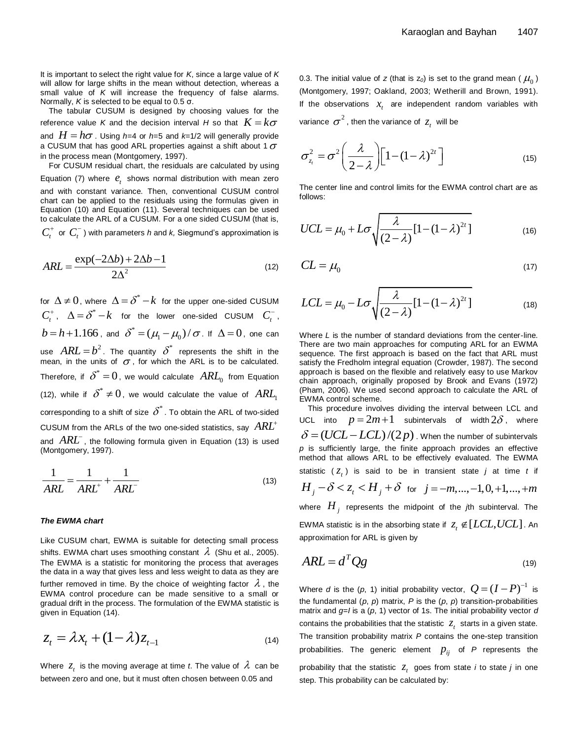It is important to select the right value for $K$, since a large value of $K$ will allow for large shifts in the mean without detection, whereas a small value of $K$ will increase the frequency of false alarms. Normally, $K$ is selected to be equal to 0.5 σ.

The tabular CUSUM is designed by choosing values for the reference value $K$ and the decision interval $H$ so that $K = k\sigma$ and $H = h\sigma$. Using $h$=4 or $h$=5 and $k$=1/2 will generally provide a CUSUM that has good ARL properties against a shift about 1 $\sigma$ in the process mean (Montgomery, 1997).

For CUSUM residual chart, the residuals are calculated by using Equation (7) where $e_t$ shows normal distribution with mean zero and with constant variance. Then, conventional CUSUM control chart can be applied to the residuals using the formulas given in Equation (10) and Equation (11). Several techniques can be used to calculate the ARL of a CUSUM. For a one sided CUSUM (that is, $C_t^+$ or $C_t^-$) with parameters $h$ and $k$, Siegmund's approximation is

$$ARL = \frac{\exp(-2\Delta b) + 2\Delta b - 1}{2\Delta^2} \tag{12}$$

for $\Delta \neq 0$, where $\Delta = \delta^* - k$ for the upper one-sided CUSUM $C_t^+$, $\Delta = \delta^* - k$ for the lower one-sided CUSUM $C_t^-$, $b = h + 1.166$, and $\delta^* = (\mu_1 - \mu_0)/\sigma$. If $\Delta = 0$, one can use $ARL = b^2$. The quantity $\delta^*$ represents the shift in the mean, in the units of $\sigma$, for which the ARL is to be calculated. Therefore, if $\delta^* = 0$, we would calculate $ARL_0$ from Equation (12), while if $\delta^* \neq 0$, we would calculate the value of $ARL_1$ corresponding to a shift of size $\delta^*$. To obtain the ARL of two-sided CUSUM from the ARLs of the two one-sided statistics, say $ARL^+$ and $ARL^-$, the following formula given in Equation (13) is used (Montgomery, 1997).

$$\frac{1}{ARL} = \frac{1}{ARL^+} + \frac{1}{ARL^-} \tag{13}$$

#### *The EWMA chart*

Like CUSUM chart, EWMA is suitable for detecting small process shifts. EWMA chart uses smoothing constant $\lambda$ (Shu et al., 2005). The EWMA is a statistic for monitoring the process that averages the data in a way that gives less and less weight to data as they are further removed in time. By the choice of weighting factor $\lambda$, the EWMA control procedure can be made sensitive to a small or gradual drift in the process. The formulation of the EWMA statistic is given in Equation (14).

$$z_t = \lambda x_t + (1-\lambda) z_{t-1} \tag{14}$$

Where $z_t$ is the moving average at time $t$. The value of $\lambda$ can be between zero and one, but it must often chosen between 0.05 and 0.3. The initial value of $z$ (that is $z_0$) is set to the grand mean ($\mu_0$) (Montgomery, 1997; Oakland, 2003; Wetherill and Brown, 1991). If the observations $x_t$ are independent random variables with variance $\sigma^2$, then the variance of $z_t$ will be

$$\sigma_{z_t}^2 = \sigma^2 \left(\frac{\lambda}{2-\lambda}\right)\left[1-(1-\lambda)^{2t}\right] \tag{15}$$

The center line and control limits for the EWMA control chart are as follows:

$$UCL = \mu_0 + L\sigma\sqrt{\frac{\lambda}{(2-\lambda)}[1-(1-\lambda)^{2t}]} \tag{16}$$

$$CL = \mu_0 \tag{17}$$

$$LCL = \mu_0 - L\sigma\sqrt{\frac{\lambda}{(2-\lambda)}[1-(1-\lambda)^{2t}]} \tag{18}$$

Where $L$ is the number of standard deviations from the center-line. There are two main approaches for computing ARL for an EWMA sequence. The first approach is based on the fact that ARL must satisfy the Fredholm integral equation (Crowder, 1987). The second approach is based on the flexible and relatively easy to use Markov chain approach, originally proposed by Brook and Evans (1972) (Pham, 2006). We used second approach to calculate the ARL of EWMA control scheme.

This procedure involves dividing the interval between LCL and UCL into $p = 2m+1$ subintervals of width $2\delta$, where $\delta = (UCL - LCL)/(2p)$. When the number of subintervals $p$ is sufficiently large, the finite approach provides an effective method that allows ARL to be effectively evaluated. The EWMA statistic ($z_t$) is said to be in transient state $j$ at time $t$ if $H_j - \delta < z_t < H_j + \delta$ for $j = -m, ..., -1, 0, +1, ..., +m$ where $H_j$ represents the midpoint of the $j$th subinterval. The EWMA statistic is in the absorbing state if $z_t \notin [LCL, UCL]$. An approximation for ARL is given by

$$ARL = d^T Q g \tag{19}$$

Where $d$ is the ($p$, 1) initial probability vector, $Q = (I-P)^{-1}$ is the fundamental ($p$, $p$) matrix, $P$ is the ($p$, $p$) transition-probabilities matrix and $g$=$I$ is a ($p$, 1) vector of 1s. The initial probability vector $d$ contains the probabilities that the statistic $z_t$ starts in a given state. The transition probability matrix $P$ contains the one-step transition probabilities. The generic element $p_{ij}$ of $P$ represents the probability that the statistic $z_t$ goes from state $i$ to state $j$ in one step. This probability can be calculated by: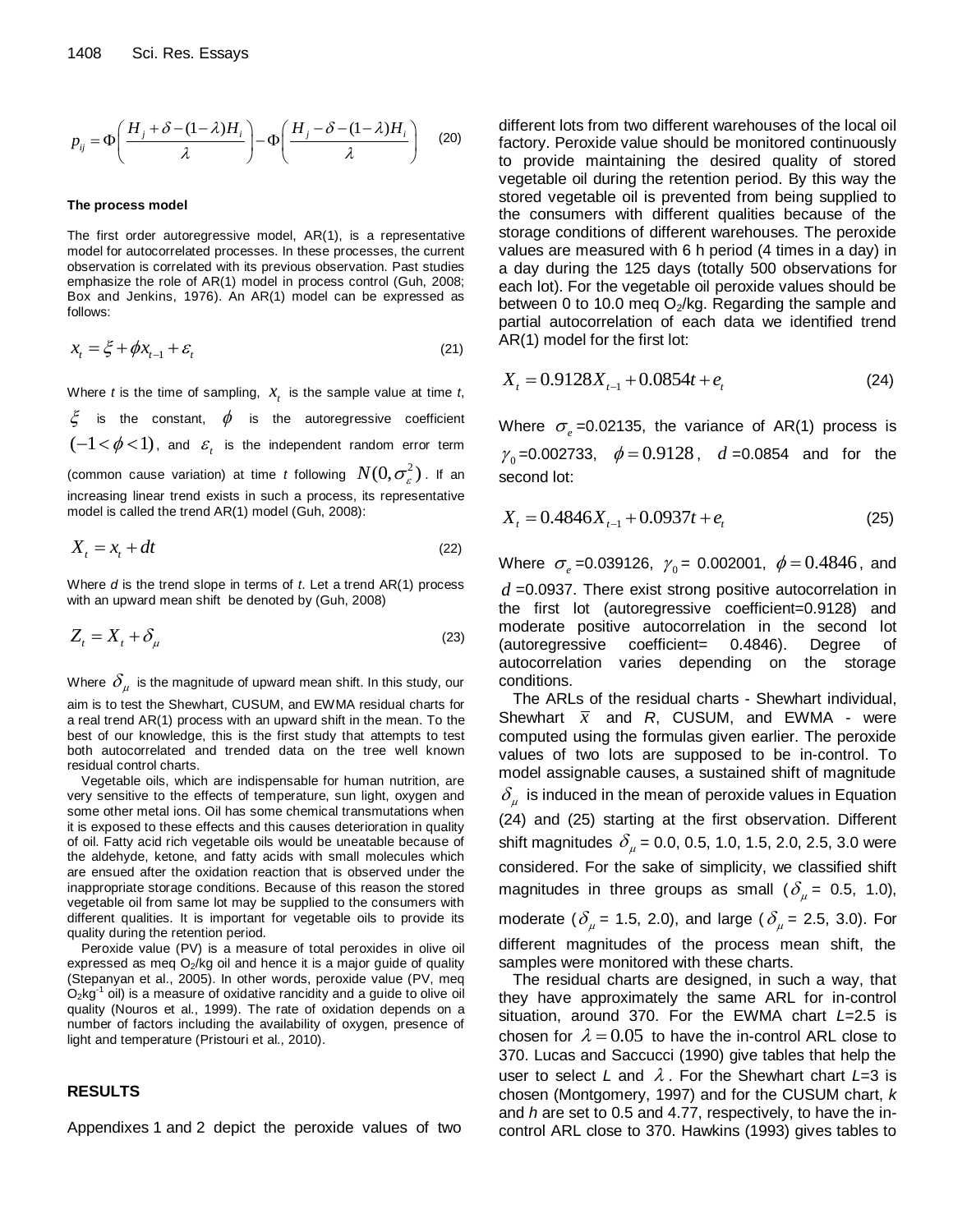$$p_{ij} = \Phi\left(\frac{H_j + \delta - (1-\lambda)H_i}{\lambda}\right) - \Phi\left(\frac{H_j - \delta - (1-\lambda)H_i}{\lambda}\right) \quad (20)$$

#### The process model

The first order autoregressive model, AR(1), is a representative model for autocorrelated processes. In these processes, the current observation is correlated with its previous observation. Past studies emphasize the role of AR(1) model in process control (Guh, 2008; Box and Jenkins, 1976). An AR(1) model can be expressed as follows:

$$x_t = \xi + \phi x_{t-1} + \varepsilon_t \quad (21)$$

Where *t* is the time of sampling, $x_t$ is the sample value at time *t*, $\xi$ is the constant, $\phi$ is the autoregressive coefficient $(-1 < \phi < 1)$, and $\varepsilon_t$ is the independent random error term (common cause variation) at time *t* following $N(0, \sigma_\varepsilon^2)$. If an increasing linear trend exists in such a process, its representative model is called the trend AR(1) model (Guh, 2008):

$$X_t = x_t + dt \quad (22)$$

Where *d* is the trend slope in terms of *t*. Let a trend AR(1) process with an upward mean shift be denoted by (Guh, 2008)

$$Z_t = X_t + \delta_\mu \quad (23)$$

Where $\delta_\mu$ is the magnitude of upward mean shift. In this study, our aim is to test the Shewhart, CUSUM, and EWMA residual charts for a real trend AR(1) process with an upward shift in the mean. To the best of our knowledge, this is the first study that attempts to test both autocorrelated and trended data on the tree well known residual control charts.

Vegetable oils, which are indispensable for human nutrition, are very sensitive to the effects of temperature, sun light, oxygen and some other metal ions. Oil has some chemical transmutations when it is exposed to these effects and this causes deterioration in quality of oil. Fatty acid rich vegetable oils would be uneatable because of the aldehyde, ketone, and fatty acids with small molecules which are ensued after the oxidation reaction that is observed under the inappropriate storage conditions. Because of this reason the stored vegetable oil from same lot may be supplied to the consumers with different qualities. It is important for vegetable oils to provide its quality during the retention period.

Peroxide value (PV) is a measure of total peroxides in olive oil expressed as meq $O_2$/kg oil and hence it is a major guide of quality (Stepanyan et al., 2005). In other words, peroxide value (PV, meq $O_2kg^{-1}$ oil) is a measure of oxidative rancidity and a guide to olive oil quality (Nouros et al., 1999). The rate of oxidation depends on a number of factors including the availability of oxygen, presence of light and temperature (Pristouri et al., 2010).

## RESULTS

Appendixes 1 and 2 depict the peroxide values of two different lots from two different warehouses of the local oil factory. Peroxide value should be monitored continuously to provide maintaining the desired quality of stored vegetable oil during the retention period. By this way the stored vegetable oil is prevented from being supplied to the consumers with different qualities because of the storage conditions of different warehouses. The peroxide values are measured with 6 h period (4 times in a day) in a day during the 125 days (totally 500 observations for each lot). For the vegetable oil peroxide values should be between 0 to 10.0 meq $O_2$/kg. Regarding the sample and partial autocorrelation of each data we identified trend AR(1) model for the first lot:

$$X_t = 0.9128 X_{t-1} + 0.0854t + e_t \quad (24)$$

Where $\sigma_e$=0.02135, the variance of AR(1) process is $\gamma_0$=0.002733, $\phi = 0.9128$, $d$=0.0854 and for the second lot:

$$X_t = 0.4846 X_{t-1} + 0.0937t + e_t \quad (25)$$

Where $\sigma_e$=0.039126, $\gamma_0$= 0.002001, $\phi = 0.4846$, and $d$=0.0937. There exist strong positive autocorrelation in the first lot (autoregressive coefficient=0.9128) and moderate positive autocorrelation in the second lot (autoregressive coefficient= 0.4846). Degree of autocorrelation varies depending on the storage conditions.

The ARLs of the residual charts - Shewhart individual, Shewhart $\bar{x}$ and *R*, CUSUM, and EWMA - were computed using the formulas given earlier. The peroxide values of two lots are supposed to be in-control. To model assignable causes, a sustained shift of magnitude $\delta_\mu$ is induced in the mean of peroxide values in Equation (24) and (25) starting at the first observation. Different shift magnitudes $\delta_\mu$ = 0.0, 0.5, 1.0, 1.5, 2.0, 2.5, 3.0 were considered. For the sake of simplicity, we classified shift magnitudes in three groups as small ($\delta_\mu$ = 0.5, 1.0), moderate ($\delta_\mu$ = 1.5, 2.0), and large ($\delta_\mu$ = 2.5, 3.0). For different magnitudes of the process mean shift, the samples were monitored with these charts.

The residual charts are designed, in such a way, that they have approximately the same ARL for in-control situation, around 370. For the EWMA chart *L*=2.5 is chosen for $\lambda = 0.05$ to have the in-control ARL close to 370. Lucas and Saccucci (1990) give tables that help the user to select *L* and $\lambda$. For the Shewhart chart *L*=3 is chosen (Montgomery, 1997) and for the CUSUM chart, *k* and *h* are set to 0.5 and 4.77, respectively, to have the in-control ARL close to 370. Hawkins (1993) gives tables to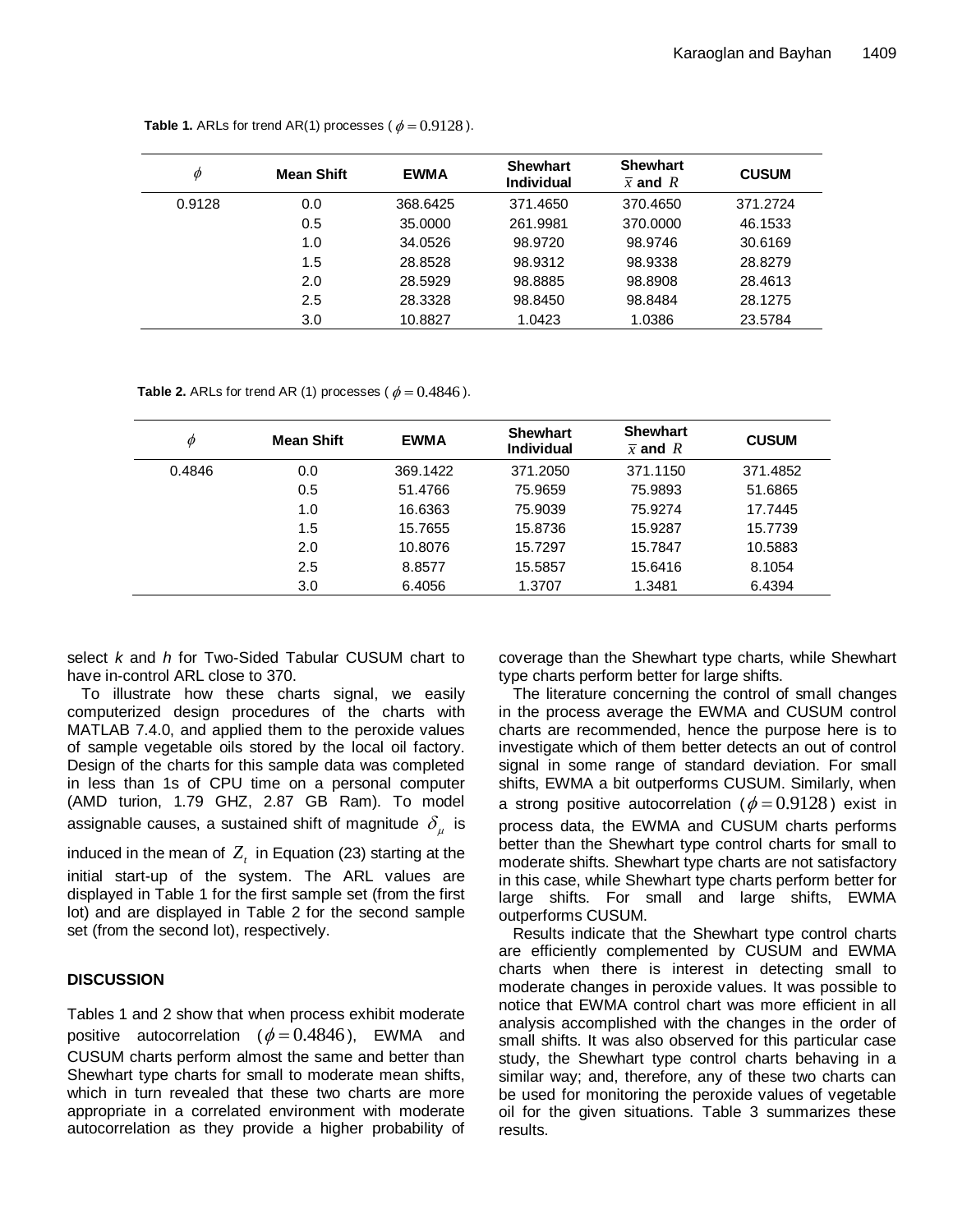**Table 1.** ARLs for trend AR(1) processes ( $\phi = 0.9128$ ).

| $\phi$ | Mean Shift | EWMA | Shewhart Individual | Shewhart $\bar{x}$ and $R$ | CUSUM |
|---|---|---|---|---|---|
| 0.9128 | 0.0 | 368.6425 | 371.4650 | 370.4650 | 371.2724 |
| | 0.5 | 35.0000 | 261.9981 | 370.0000 | 46.1533 |
| | 1.0 | 34.0526 | 98.9720 | 98.9746 | 30.6169 |
| | 1.5 | 28.8528 | 98.9312 | 98.9338 | 28.8279 |
| | 2.0 | 28.5929 | 98.8885 | 98.8908 | 28.4613 |
| | 2.5 | 28.3328 | 98.8450 | 98.8484 | 28.1275 |
| | 3.0 | 10.8827 | 1.0423 | 1.0386 | 23.5784 |

**Table 2.** ARLs for trend AR (1) processes ( $\phi = 0.4846$ ).

| $\phi$ | Mean Shift | EWMA | Shewhart Individual | Shewhart $\bar{x}$ and $R$ | CUSUM |
|---|---|---|---|---|---|
| 0.4846 | 0.0 | 369.1422 | 371.2050 | 371.1150 | 371.4852 |
| | 0.5 | 51.4766 | 75.9659 | 75.9893 | 51.6865 |
| | 1.0 | 16.6363 | 75.9039 | 75.9274 | 17.7445 |
| | 1.5 | 15.7655 | 15.8736 | 15.9287 | 15.7739 |
| | 2.0 | 10.8076 | 15.7297 | 15.7847 | 10.5883 |
| | 2.5 | 8.8577 | 15.5857 | 15.6416 | 8.1054 |
| | 3.0 | 6.4056 | 1.3707 | 1.3481 | 6.4394 |

select *k* and *h* for Two-Sided Tabular CUSUM chart to have in-control ARL close to 370.

To illustrate how these charts signal, we easily computerized design procedures of the charts with MATLAB 7.4.0, and applied them to the peroxide values of sample vegetable oils stored by the local oil factory. Design of the charts for this sample data was completed in less than 1s of CPU time on a personal computer (AMD turion, 1.79 GHZ, 2.87 GB Ram). To model assignable causes, a sustained shift of magnitude $\delta_\mu$ is induced in the mean of $Z_t$ in Equation (23) starting at the initial start-up of the system. The ARL values are displayed in Table 1 for the first sample set (from the first lot) and are displayed in Table 2 for the second sample set (from the second lot), respectively.

## DISCUSSION

Tables 1 and 2 show that when process exhibit moderate positive autocorrelation ($\phi = 0.4846$), EWMA and CUSUM charts perform almost the same and better than Shewhart type charts for small to moderate mean shifts, which in turn revealed that these two charts are more appropriate in a correlated environment with moderate autocorrelation as they provide a higher probability of coverage than the Shewhart type charts, while Shewhart type charts perform better for large shifts.

The literature concerning the control of small changes in the process average the EWMA and CUSUM control charts are recommended, hence the purpose here is to investigate which of them better detects an out of control signal in some range of standard deviation. For small shifts, EWMA a bit outperforms CUSUM. Similarly, when a strong positive autocorrelation ($\phi = 0.9128$) exist in process data, the EWMA and CUSUM charts performs better than the Shewhart type control charts for small to moderate shifts. Shewhart type charts are not satisfactory in this case, while Shewhart type charts perform better for large shifts. For small and large shifts, EWMA outperforms CUSUM.

Results indicate that the Shewhart type control charts are efficiently complemented by CUSUM and EWMA charts when there is interest in detecting small to moderate changes in peroxide values. It was possible to notice that EWMA control chart was more efficient in all analysis accomplished with the changes in the order of small shifts. It was also observed for this particular case study, the Shewhart type control charts behaving in a similar way; and, therefore, any of these two charts can be used for monitoring the peroxide values of vegetable oil for the given situations. Table 3 summarizes these results.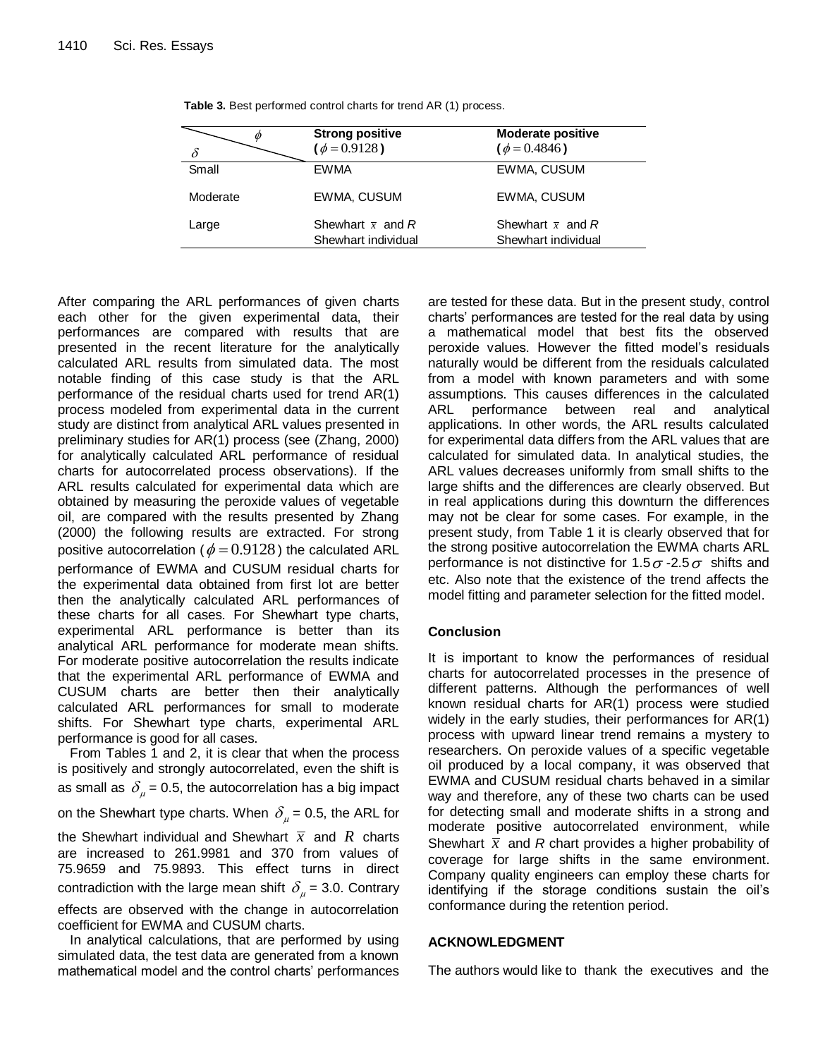**Table 3.** Best performed control charts for trend AR (1) process.

| $\delta$ \ $\phi$ | **Strong positive** **($\phi = 0.9128$)** | **Moderate positive** **($\phi = 0.4846$)** |
|---|---|---|
| Small | EWMA | EWMA, CUSUM |
| Moderate | EWMA, CUSUM | EWMA, CUSUM |
| Large | Shewhart $\bar{x}$ and *R* Shewhart individual | Shewhart $\bar{x}$ and *R* Shewhart individual |

After comparing the ARL performances of given charts each other for the given experimental data, their performances are compared with results that are presented in the recent literature for the analytically calculated ARL results from simulated data. The most notable finding of this case study is that the ARL performance of the residual charts used for trend AR(1) process modeled from experimental data in the current study are distinct from analytical ARL values presented in preliminary studies for AR(1) process (see (Zhang, 2000) for analytically calculated ARL performance of residual charts for autocorrelated process observations). If the ARL results calculated for experimental data which are obtained by measuring the peroxide values of vegetable oil, are compared with the results presented by Zhang (2000) the following results are extracted. For strong positive autocorrelation ($\phi = 0.9128$) the calculated ARL performance of EWMA and CUSUM residual charts for the experimental data obtained from first lot are better then the analytically calculated ARL performances of these charts for all cases. For Shewhart type charts, experimental ARL performance is better than its analytical ARL performance for moderate mean shifts. For moderate positive autocorrelation the results indicate that the experimental ARL performance of EWMA and CUSUM charts are better then their analytically calculated ARL performances for small to moderate shifts. For Shewhart type charts, experimental ARL performance is good for all cases.

From Tables 1 and 2, it is clear that when the process is positively and strongly autocorrelated, even the shift is as small as $\delta_{\mu}$ = 0.5, the autocorrelation has a big impact on the Shewhart type charts. When $\delta_{\mu}$ = 0.5, the ARL for the Shewhart individual and Shewhart $\bar{x}$ and $R$ charts are increased to 261.9981 and 370 from values of 75.9659 and 75.9893. This effect turns in direct contradiction with the large mean shift $\delta_{\mu}$ = 3.0. Contrary effects are observed with the change in autocorrelation coefficient for EWMA and CUSUM charts.

In analytical calculations, that are performed by using simulated data, the test data are generated from a known mathematical model and the control charts' performances are tested for these data. But in the present study, control charts' performances are tested for the real data by using a mathematical model that best fits the observed peroxide values. However the fitted model's residuals naturally would be different from the residuals calculated from a model with known parameters and with some assumptions. This causes differences in the calculated ARL performance between real and analytical applications. In other words, the ARL results calculated for experimental data differs from the ARL values that are calculated for simulated data. In analytical studies, the ARL values decreases uniformly from small shifts to the large shifts and the differences are clearly observed. But in real applications during this downturn the differences may not be clear for some cases. For example, in the present study, from Table 1 it is clearly observed that for the strong positive autocorrelation the EWMA charts ARL performance is not distinctive for $1.5\sigma$-$2.5\sigma$ shifts and etc. Also note that the existence of the trend affects the model fitting and parameter selection for the fitted model.

## Conclusion

It is important to know the performances of residual charts for autocorrelated processes in the presence of different patterns. Although the performances of well known residual charts for AR(1) process were studied widely in the early studies, their performances for AR(1) process with upward linear trend remains a mystery to researchers. On peroxide values of a specific vegetable oil produced by a local company, it was observed that EWMA and CUSUM residual charts behaved in a similar way and therefore, any of these two charts can be used for detecting small and moderate shifts in a strong and moderate positive autocorrelated environment, while Shewhart $\bar{x}$ and *R* chart provides a higher probability of coverage for large shifts in the same environment. Company quality engineers can employ these charts for identifying if the storage conditions sustain the oil's conformance during the retention period.

## ACKNOWLEDGMENT

The authors would like to thank the executives and the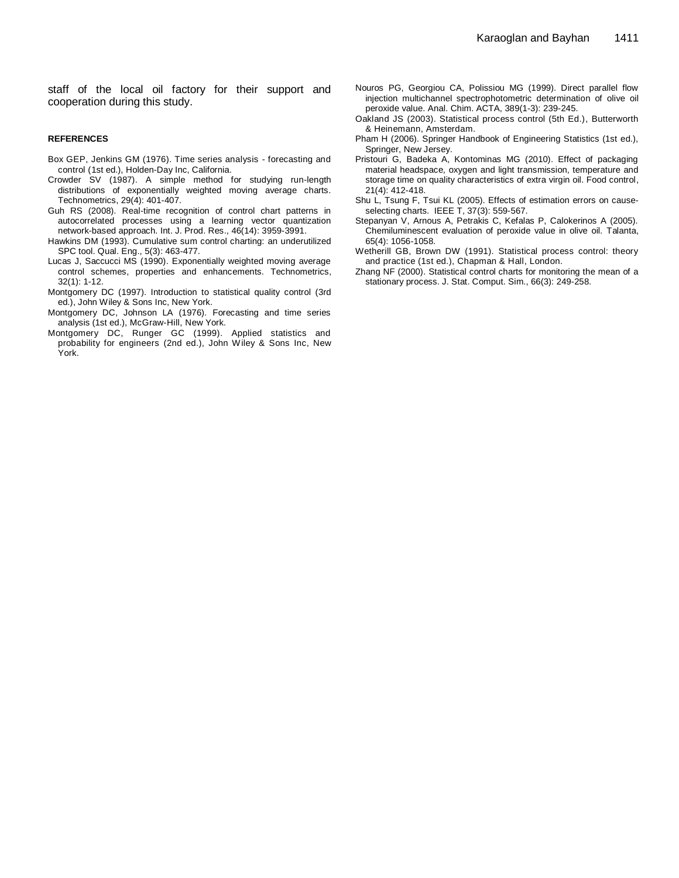staff of the local oil factory for their support and cooperation during this study.

## REFERENCES

Box GEP, Jenkins GM (1976). Time series analysis - forecasting and control (1st ed.), Holden-Day Inc, California.

Crowder SV (1987). A simple method for studying run-length distributions of exponentially weighted moving average charts. Technometrics, 29(4): 401-407.

Guh RS (2008). Real-time recognition of control chart patterns in autocorrelated processes using a learning vector quantization network-based approach. Int. J. Prod. Res., 46(14): 3959-3991.

Hawkins DM (1993). Cumulative sum control charting: an underutilized SPC tool. Qual. Eng., 5(3): 463-477.

Lucas J, Saccucci MS (1990). Exponentially weighted moving average control schemes, properties and enhancements. Technometrics, 32(1): 1-12.

Montgomery DC (1997). Introduction to statistical quality control (3rd ed.), John Wiley & Sons Inc, New York.

Montgomery DC, Johnson LA (1976). Forecasting and time series analysis (1st ed.), McGraw-Hill, New York.

Montgomery DC, Runger GC (1999). Applied statistics and probability for engineers (2nd ed.), John Wiley & Sons Inc, New York.

Nouros PG, Georgiou CA, Polissiou MG (1999). Direct parallel flow injection multichannel spectrophotometric determination of olive oil peroxide value. Anal. Chim. ACTA, 389(1-3): 239-245.

Oakland JS (2003). Statistical process control (5th Ed.), Butterworth & Heinemann, Amsterdam.

Pham H (2006). Springer Handbook of Engineering Statistics (1st ed.), Springer, New Jersey.

Pristouri G, Badeka A, Kontominas MG (2010). Effect of packaging material headspace, oxygen and light transmission, temperature and storage time on quality characteristics of extra virgin oil. Food control, 21(4): 412-418.

Shu L, Tsung F, Tsui KL (2005). Effects of estimation errors on cause-selecting charts. IEEE T, 37(3): 559-567.

Stepanyan V, Arnous A, Petrakis C, Kefalas P, Calokerinos A (2005). Chemiluminescent evaluation of peroxide value in olive oil. Talanta, 65(4): 1056-1058.

Wetherill GB, Brown DW (1991). Statistical process control: theory and practice (1st ed.), Chapman & Hall, London.

Zhang NF (2000). Statistical control charts for monitoring the mean of a stationary process. J. Stat. Comput. Sim., 66(3): 249-258.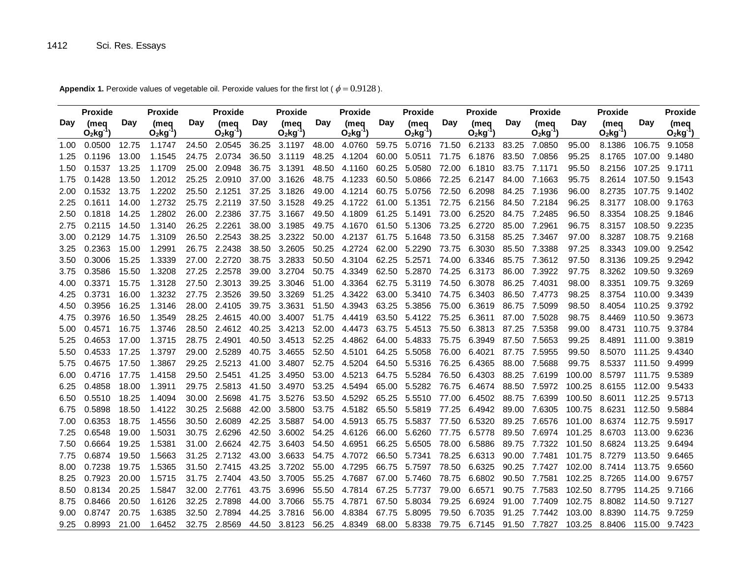**Appendix 1.** Peroxide values of vegetable oil. Peroxide values for the first lot ( $\phi = 0.9128$ ).

| Day | Proxide (meq $O_2kg^{-1}$) | Day | Proxide (meq $O_2kg^{-1}$) | Day | Proxide (meq $O_2kg^{-1}$) | Day | Proxide (meq $O_2kg^{-1}$) | Day | Proxide (meq $O_2kg^{-1}$) | Day | Proxide (meq $O_2kg^{-1}$) | Day | Proxide (meq $O_2kg^{-1}$) | Day | Proxide (meq $O_2kg^{-1}$) | Day | Proxide (meq $O_2kg^{-1}$) | Day | Proxide (meq $O_2kg^{-1}$) |
|---|---|---|---|---|---|---|---|---|---|---|---|---|---|---|---|---|---|---|---|
| 1.00 | 0.0500 | 12.75 | 1.1747 | 24.50 | 2.0545 | 36.25 | 3.1197 | 48.00 | 4.0760 | 59.75 | 5.0716 | 71.50 | 6.2133 | 83.25 | 7.0850 | 95.00 | 8.1386 | 106.75 | 9.1058 |
| 1.25 | 0.1196 | 13.00 | 1.1545 | 24.75 | 2.0734 | 36.50 | 3.1119 | 48.25 | 4.1204 | 60.00 | 5.0511 | 71.75 | 6.1876 | 83.50 | 7.0856 | 95.25 | 8.1765 | 107.00 | 9.1480 |
| 1.50 | 0.1537 | 13.25 | 1.1709 | 25.00 | 2.0948 | 36.75 | 3.1391 | 48.50 | 4.1160 | 60.25 | 5.0580 | 72.00 | 6.1810 | 83.75 | 7.1171 | 95.50 | 8.2156 | 107.25 | 9.1711 |
| 1.75 | 0.1428 | 13.50 | 1.2012 | 25.25 | 2.0910 | 37.00 | 3.1626 | 48.75 | 4.1233 | 60.50 | 5.0866 | 72.25 | 6.2147 | 84.00 | 7.1663 | 95.75 | 8.2614 | 107.50 | 9.1543 |
| 2.00 | 0.1532 | 13.75 | 1.2202 | 25.50 | 2.1251 | 37.25 | 3.1826 | 49.00 | 4.1214 | 60.75 | 5.0756 | 72.50 | 6.2098 | 84.25 | 7.1936 | 96.00 | 8.2735 | 107.75 | 9.1402 |
| 2.25 | 0.1611 | 14.00 | 1.2732 | 25.75 | 2.2119 | 37.50 | 3.1528 | 49.25 | 4.1722 | 61.00 | 5.1351 | 72.75 | 6.2156 | 84.50 | 7.2184 | 96.25 | 8.3177 | 108.00 | 9.1763 |
| 2.50 | 0.1818 | 14.25 | 1.2802 | 26.00 | 2.2386 | 37.75 | 3.1667 | 49.50 | 4.1809 | 61.25 | 5.1491 | 73.00 | 6.2520 | 84.75 | 7.2485 | 96.50 | 8.3354 | 108.25 | 9.1846 |
| 2.75 | 0.2115 | 14.50 | 1.3140 | 26.25 | 2.2261 | 38.00 | 3.1985 | 49.75 | 4.1670 | 61.50 | 5.1306 | 73.25 | 6.2720 | 85.00 | 7.2961 | 96.75 | 8.3157 | 108.50 | 9.2235 |
| 3.00 | 0.2129 | 14.75 | 1.3109 | 26.50 | 2.2543 | 38.25 | 3.2322 | 50.00 | 4.2137 | 61.75 | 5.1648 | 73.50 | 6.3158 | 85.25 | 7.3467 | 97.00 | 8.3287 | 108.75 | 9.2168 |
| 3.25 | 0.2363 | 15.00 | 1.2991 | 26.75 | 2.2438 | 38.50 | 3.2605 | 50.25 | 4.2724 | 62.00 | 5.2290 | 73.75 | 6.3030 | 85.50 | 7.3388 | 97.25 | 8.3343 | 109.00 | 9.2542 |
| 3.50 | 0.3006 | 15.25 | 1.3339 | 27.00 | 2.2720 | 38.75 | 3.2833 | 50.50 | 4.3104 | 62.25 | 5.2571 | 74.00 | 6.3346 | 85.75 | 7.3612 | 97.50 | 8.3136 | 109.25 | 9.2942 |
| 3.75 | 0.3586 | 15.50 | 1.3208 | 27.25 | 2.2578 | 39.00 | 3.2704 | 50.75 | 4.3349 | 62.50 | 5.2870 | 74.25 | 6.3173 | 86.00 | 7.3922 | 97.75 | 8.3262 | 109.50 | 9.3269 |
| 4.00 | 0.3371 | 15.75 | 1.3128 | 27.50 | 2.3013 | 39.25 | 3.3046 | 51.00 | 4.3364 | 62.75 | 5.3119 | 74.50 | 6.3078 | 86.25 | 7.4031 | 98.00 | 8.3351 | 109.75 | 9.3269 |
| 4.25 | 0.3731 | 16.00 | 1.3232 | 27.75 | 2.3526 | 39.50 | 3.3269 | 51.25 | 4.3422 | 63.00 | 5.3410 | 74.75 | 6.3403 | 86.50 | 7.4773 | 98.25 | 8.3754 | 110.00 | 9.3439 |
| 4.50 | 0.3956 | 16.25 | 1.3146 | 28.00 | 2.4105 | 39.75 | 3.3631 | 51.50 | 4.3943 | 63.25 | 5.3856 | 75.00 | 6.3619 | 86.75 | 7.5099 | 98.50 | 8.4054 | 110.25 | 9.3792 |
| 4.75 | 0.3976 | 16.50 | 1.3549 | 28.25 | 2.4615 | 40.00 | 3.4007 | 51.75 | 4.4419 | 63.50 | 5.4122 | 75.25 | 6.3611 | 87.00 | 7.5028 | 98.75 | 8.4469 | 110.50 | 9.3673 |
| 5.00 | 0.4571 | 16.75 | 1.3746 | 28.50 | 2.4612 | 40.25 | 3.4213 | 52.00 | 4.4473 | 63.75 | 5.4513 | 75.50 | 6.3813 | 87.25 | 7.5358 | 99.00 | 8.4731 | 110.75 | 9.3784 |
| 5.25 | 0.4653 | 17.00 | 1.3715 | 28.75 | 2.4901 | 40.50 | 3.4513 | 52.25 | 4.4862 | 64.00 | 5.4833 | 75.75 | 6.3949 | 87.50 | 7.5653 | 99.25 | 8.4891 | 111.00 | 9.3819 |
| 5.50 | 0.4533 | 17.25 | 1.3797 | 29.00 | 2.5289 | 40.75 | 3.4655 | 52.50 | 4.5101 | 64.25 | 5.5058 | 76.00 | 6.4021 | 87.75 | 7.5955 | 99.50 | 8.5070 | 111.25 | 9.4340 |
| 5.75 | 0.4675 | 17.50 | 1.3867 | 29.25 | 2.5213 | 41.00 | 3.4807 | 52.75 | 4.5204 | 64.50 | 5.5316 | 76.25 | 6.4365 | 88.00 | 7.5688 | 99.75 | 8.5337 | 111.50 | 9.4999 |
| 6.00 | 0.4716 | 17.75 | 1.4158 | 29.50 | 2.5451 | 41.25 | 3.4950 | 53.00 | 4.5213 | 64.75 | 5.5284 | 76.50 | 6.4303 | 88.25 | 7.6199 | 100.00 | 8.5797 | 111.75 | 9.5389 |
| 6.25 | 0.4858 | 18.00 | 1.3911 | 29.75 | 2.5813 | 41.50 | 3.4970 | 53.25 | 4.5494 | 65.00 | 5.5282 | 76.75 | 6.4674 | 88.50 | 7.5972 | 100.25 | 8.6155 | 112.00 | 9.5433 |
| 6.50 | 0.5510 | 18.25 | 1.4094 | 30.00 | 2.5698 | 41.75 | 3.5276 | 53.50 | 4.5292 | 65.25 | 5.5510 | 77.00 | 6.4502 | 88.75 | 7.6399 | 100.50 | 8.6011 | 112.25 | 9.5713 |
| 6.75 | 0.5898 | 18.50 | 1.4122 | 30.25 | 2.5688 | 42.00 | 3.5800 | 53.75 | 4.5182 | 65.50 | 5.5819 | 77.25 | 6.4942 | 89.00 | 7.6305 | 100.75 | 8.6231 | 112.50 | 9.5884 |
| 7.00 | 0.6353 | 18.75 | 1.4556 | 30.50 | 2.6089 | 42.25 | 3.5887 | 54.00 | 4.5913 | 65.75 | 5.5837 | 77.50 | 6.5320 | 89.25 | 7.6576 | 101.00 | 8.6374 | 112.75 | 9.5917 |
| 7.25 | 0.6548 | 19.00 | 1.5031 | 30.75 | 2.6296 | 42.50 | 3.6002 | 54.25 | 4.6126 | 66.00 | 5.6260 | 77.75 | 6.5778 | 89.50 | 7.6974 | 101.25 | 8.6703 | 113.00 | 9.6236 |
| 7.50 | 0.6664 | 19.25 | 1.5381 | 31.00 | 2.6624 | 42.75 | 3.6403 | 54.50 | 4.6951 | 66.25 | 5.6505 | 78.00 | 6.5886 | 89.75 | 7.7322 | 101.50 | 8.6824 | 113.25 | 9.6494 |
| 7.75 | 0.6874 | 19.50 | 1.5663 | 31.25 | 2.7132 | 43.00 | 3.6633 | 54.75 | 4.7072 | 66.50 | 5.7341 | 78.25 | 6.6313 | 90.00 | 7.7481 | 101.75 | 8.7279 | 113.50 | 9.6465 |
| 8.00 | 0.7238 | 19.75 | 1.5365 | 31.50 | 2.7415 | 43.25 | 3.7202 | 55.00 | 4.7295 | 66.75 | 5.7597 | 78.50 | 6.6325 | 90.25 | 7.7427 | 102.00 | 8.7414 | 113.75 | 9.6560 |
| 8.25 | 0.7923 | 20.00 | 1.5715 | 31.75 | 2.7404 | 43.50 | 3.7005 | 55.25 | 4.7687 | 67.00 | 5.7460 | 78.75 | 6.6802 | 90.50 | 7.7581 | 102.25 | 8.7265 | 114.00 | 9.6757 |
| 8.50 | 0.8134 | 20.25 | 1.5847 | 32.00 | 2.7761 | 43.75 | 3.6996 | 55.50 | 4.7814 | 67.25 | 5.7737 | 79.00 | 6.6571 | 90.75 | 7.7583 | 102.50 | 8.7795 | 114.25 | 9.7166 |
| 8.75 | 0.8466 | 20.50 | 1.6126 | 32.25 | 2.7898 | 44.00 | 3.7066 | 55.75 | 4.7871 | 67.50 | 5.8034 | 79.25 | 6.6924 | 91.00 | 7.7409 | 102.75 | 8.8082 | 114.50 | 9.7127 |
| 9.00 | 0.8747 | 20.75 | 1.6385 | 32.50 | 2.7894 | 44.25 | 3.7816 | 56.00 | 4.8384 | 67.75 | 5.8095 | 79.50 | 6.7035 | 91.25 | 7.7442 | 103.00 | 8.8390 | 114.75 | 9.7259 |
| 9.25 | 0.8993 | 21.00 | 1.6452 | 32.75 | 2.8569 | 44.50 | 3.8123 | 56.25 | 4.8349 | 68.00 | 5.8338 | 79.75 | 6.7145 | 91.50 | 7.7827 | 103.25 | 8.8406 | 115.00 | 9.7423 |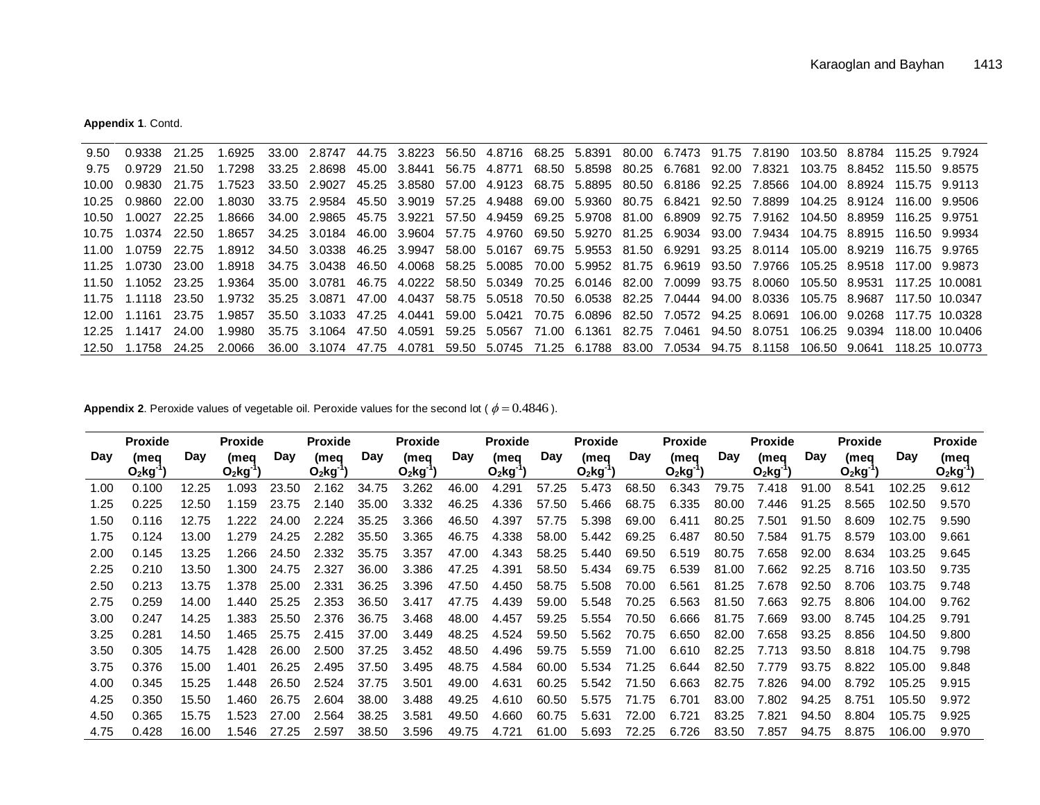**Appendix 1**. Contd.

| | | | | | | | | | | | | | | | | | | | |
|---|---|---|---|---|---|---|---|---|---|---|---|---|---|---|---|---|---|---|---|
| 9.50 | 0.9338 | 21.25 | 1.6925 | 33.00 | 2.8747 | 44.75 | 3.8223 | 56.50 | 4.8716 | 68.25 | 5.8391 | 80.00 | 6.7473 | 91.75 | 7.8190 | 103.50 | 8.8784 | 115.25 | 9.7924 |
| 9.75 | 0.9729 | 21.50 | 1.7298 | 33.25 | 2.8698 | 45.00 | 3.8441 | 56.75 | 4.8771 | 68.50 | 5.8598 | 80.25 | 6.7681 | 92.00 | 7.8321 | 103.75 | 8.8452 | 115.50 | 9.8575 |
| 10.00 | 0.9830 | 21.75 | 1.7523 | 33.50 | 2.9027 | 45.25 | 3.8580 | 57.00 | 4.9123 | 68.75 | 5.8895 | 80.50 | 6.8186 | 92.25 | 7.8566 | 104.00 | 8.8924 | 115.75 | 9.9113 |
| 10.25 | 0.9860 | 22.00 | 1.8030 | 33.75 | 2.9584 | 45.50 | 3.9019 | 57.25 | 4.9488 | 69.00 | 5.9360 | 80.75 | 6.8421 | 92.50 | 7.8899 | 104.25 | 8.9124 | 116.00 | 9.9506 |
| 10.50 | 1.0027 | 22.25 | 1.8666 | 34.00 | 2.9865 | 45.75 | 3.9221 | 57.50 | 4.9459 | 69.25 | 5.9708 | 81.00 | 6.8909 | 92.75 | 7.9162 | 104.50 | 8.8959 | 116.25 | 9.9751 |
| 10.75 | 1.0374 | 22.50 | 1.8657 | 34.25 | 3.0184 | 46.00 | 3.9604 | 57.75 | 4.9760 | 69.50 | 5.9270 | 81.25 | 6.9034 | 93.00 | 7.9434 | 104.75 | 8.8915 | 116.50 | 9.9934 |
| 11.00 | 1.0759 | 22.75 | 1.8912 | 34.50 | 3.0338 | 46.25 | 3.9947 | 58.00 | 5.0167 | 69.75 | 5.9553 | 81.50 | 6.9291 | 93.25 | 8.0114 | 105.00 | 8.9219 | 116.75 | 9.9765 |
| 11.25 | 1.0730 | 23.00 | 1.8918 | 34.75 | 3.0438 | 46.50 | 4.0068 | 58.25 | 5.0085 | 70.00 | 5.9952 | 81.75 | 6.9619 | 93.50 | 7.9766 | 105.25 | 8.9518 | 117.00 | 9.9873 |
| 11.50 | 1.1052 | 23.25 | 1.9364 | 35.00 | 3.0781 | 46.75 | 4.0222 | 58.50 | 5.0349 | 70.25 | 6.0146 | 82.00 | 7.0099 | 93.75 | 8.0060 | 105.50 | 8.9531 | 117.25 | 10.0081 |
| 11.75 | 1.1118 | 23.50 | 1.9732 | 35.25 | 3.0871 | 47.00 | 4.0437 | 58.75 | 5.0518 | 70.50 | 6.0538 | 82.25 | 7.0444 | 94.00 | 8.0336 | 105.75 | 8.9687 | 117.50 | 10.0347 |
| 12.00 | 1.1161 | 23.75 | 1.9857 | 35.50 | 3.1033 | 47.25 | 4.0441 | 59.00 | 5.0421 | 70.75 | 6.0896 | 82.50 | 7.0572 | 94.25 | 8.0691 | 106.00 | 9.0268 | 117.75 | 10.0328 |
| 12.25 | 1.1417 | 24.00 | 1.9980 | 35.75 | 3.1064 | 47.50 | 4.0591 | 59.25 | 5.0567 | 71.00 | 6.1361 | 82.75 | 7.0461 | 94.50 | 8.0751 | 106.25 | 9.0394 | 118.00 | 10.0406 |
| 12.50 | 1.1758 | 24.25 | 2.0066 | 36.00 | 3.1074 | 47.75 | 4.0781 | 59.50 | 5.0745 | 71.25 | 6.1788 | 83.00 | 7.0534 | 94.75 | 8.1158 | 106.50 | 9.0641 | 118.25 | 10.0773 |

**Appendix 2**. Peroxide values of vegetable oil. Peroxide values for the second lot ( $\phi = 0.4846$ ).

| Day | Proxide (meq $O_2kg^{-1}$) | Day | Proxide (meq $O_2kg^{-1}$) | Day | Proxide (meq $O_2kg^{-1}$) | Day | Proxide (meq $O_2kg^{-1}$) | Day | Proxide (meq $O_2kg^{-1}$) | Day | Proxide (meq $O_2kg^{-1}$) | Day | Proxide (meq $O_2kg^{-1}$) | Day | Proxide (meq $O_2kg^{-1}$) | Day | Proxide (meq $O_2kg^{-1}$) | Day | Proxide (meq $O_2kg^{-1}$) |
|---|---|---|---|---|---|---|---|---|---|---|---|---|---|---|---|---|---|---|---|
| 1.00 | 0.100 | 12.25 | 1.093 | 23.50 | 2.162 | 34.75 | 3.262 | 46.00 | 4.291 | 57.25 | 5.473 | 68.50 | 6.343 | 79.75 | 7.418 | 91.00 | 8.541 | 102.25 | 9.612 |
| 1.25 | 0.225 | 12.50 | 1.159 | 23.75 | 2.140 | 35.00 | 3.332 | 46.25 | 4.336 | 57.50 | 5.466 | 68.75 | 6.335 | 80.00 | 7.446 | 91.25 | 8.565 | 102.50 | 9.570 |
| 1.50 | 0.116 | 12.75 | 1.222 | 24.00 | 2.224 | 35.25 | 3.366 | 46.50 | 4.397 | 57.75 | 5.398 | 69.00 | 6.411 | 80.25 | 7.501 | 91.50 | 8.609 | 102.75 | 9.590 |
| 1.75 | 0.124 | 13.00 | 1.279 | 24.25 | 2.282 | 35.50 | 3.365 | 46.75 | 4.338 | 58.00 | 5.442 | 69.25 | 6.487 | 80.50 | 7.584 | 91.75 | 8.579 | 103.00 | 9.661 |
| 2.00 | 0.145 | 13.25 | 1.266 | 24.50 | 2.332 | 35.75 | 3.357 | 47.00 | 4.343 | 58.25 | 5.440 | 69.50 | 6.519 | 80.75 | 7.658 | 92.00 | 8.634 | 103.25 | 9.645 |
| 2.25 | 0.210 | 13.50 | 1.300 | 24.75 | 2.327 | 36.00 | 3.386 | 47.25 | 4.391 | 58.50 | 5.434 | 69.75 | 6.539 | 81.00 | 7.662 | 92.25 | 8.716 | 103.50 | 9.735 |
| 2.50 | 0.213 | 13.75 | 1.378 | 25.00 | 2.331 | 36.25 | 3.396 | 47.50 | 4.450 | 58.75 | 5.508 | 70.00 | 6.561 | 81.25 | 7.678 | 92.50 | 8.706 | 103.75 | 9.748 |
| 2.75 | 0.259 | 14.00 | 1.440 | 25.25 | 2.353 | 36.50 | 3.417 | 47.75 | 4.439 | 59.00 | 5.548 | 70.25 | 6.563 | 81.50 | 7.663 | 92.75 | 8.806 | 104.00 | 9.762 |
| 3.00 | 0.247 | 14.25 | 1.383 | 25.50 | 2.376 | 36.75 | 3.468 | 48.00 | 4.457 | 59.25 | 5.554 | 70.50 | 6.666 | 81.75 | 7.669 | 93.00 | 8.745 | 104.25 | 9.791 |
| 3.25 | 0.281 | 14.50 | 1.465 | 25.75 | 2.415 | 37.00 | 3.449 | 48.25 | 4.524 | 59.50 | 5.562 | 70.75 | 6.650 | 82.00 | 7.658 | 93.25 | 8.856 | 104.50 | 9.800 |
| 3.50 | 0.305 | 14.75 | 1.428 | 26.00 | 2.500 | 37.25 | 3.452 | 48.50 | 4.496 | 59.75 | 5.559 | 71.00 | 6.610 | 82.25 | 7.713 | 93.50 | 8.818 | 104.75 | 9.798 |
| 3.75 | 0.376 | 15.00 | 1.401 | 26.25 | 2.495 | 37.50 | 3.495 | 48.75 | 4.584 | 60.00 | 5.534 | 71.25 | 6.644 | 82.50 | 7.779 | 93.75 | 8.822 | 105.00 | 9.848 |
| 4.00 | 0.345 | 15.25 | 1.448 | 26.50 | 2.524 | 37.75 | 3.501 | 49.00 | 4.631 | 60.25 | 5.542 | 71.50 | 6.663 | 82.75 | 7.826 | 94.00 | 8.792 | 105.25 | 9.915 |
| 4.25 | 0.350 | 15.50 | 1.460 | 26.75 | 2.604 | 38.00 | 3.488 | 49.25 | 4.610 | 60.50 | 5.575 | 71.75 | 6.701 | 83.00 | 7.802 | 94.25 | 8.751 | 105.50 | 9.972 |
| 4.50 | 0.365 | 15.75 | 1.523 | 27.00 | 2.564 | 38.25 | 3.581 | 49.50 | 4.660 | 60.75 | 5.631 | 72.00 | 6.721 | 83.25 | 7.821 | 94.50 | 8.804 | 105.75 | 9.925 |
| 4.75 | 0.428 | 16.00 | 1.546 | 27.25 | 2.597 | 38.50 | 3.596 | 49.75 | 4.721 | 61.00 | 5.693 | 72.25 | 6.726 | 83.50 | 7.857 | 94.75 | 8.875 | 106.00 | 9.970 |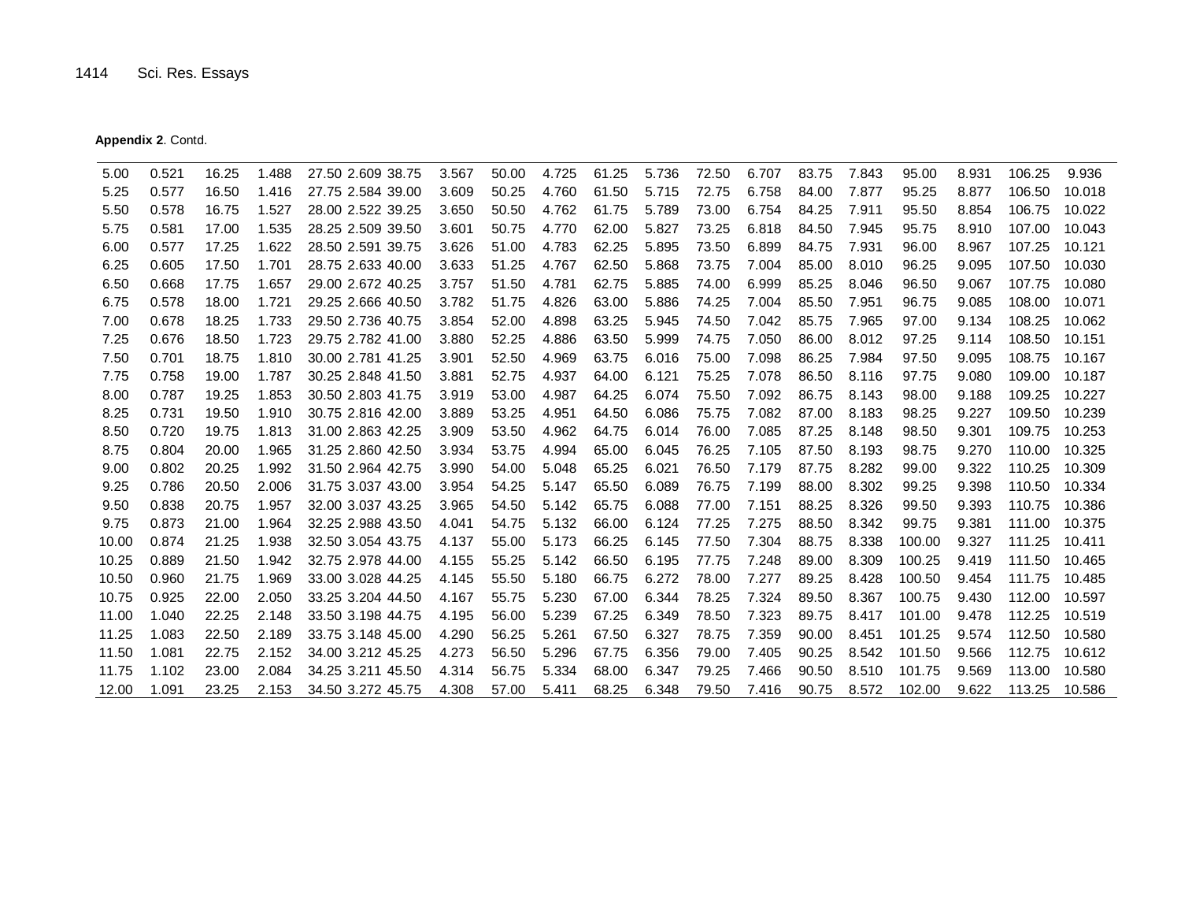**Appendix 2**. Contd.

| | | | | | | | | | | | | | | | | | | | |
|---|---|---|---|---|---|---|---|---|---|---|---|---|---|---|---|---|---|---|---|
| 5.00 | 0.521 | 16.25 | 1.488 | 27.50 | 2.609 | 38.75 | 3.567 | 50.00 | 4.725 | 61.25 | 5.736 | 72.50 | 6.707 | 83.75 | 7.843 | 95.00 | 8.931 | 106.25 | 9.936 |
| 5.25 | 0.577 | 16.50 | 1.416 | 27.75 | 2.584 | 39.00 | 3.609 | 50.25 | 4.760 | 61.50 | 5.715 | 72.75 | 6.758 | 84.00 | 7.877 | 95.25 | 8.877 | 106.50 | 10.018 |
| 5.50 | 0.578 | 16.75 | 1.527 | 28.00 | 2.522 | 39.25 | 3.650 | 50.50 | 4.762 | 61.75 | 5.789 | 73.00 | 6.754 | 84.25 | 7.911 | 95.50 | 8.854 | 106.75 | 10.022 |
| 5.75 | 0.581 | 17.00 | 1.535 | 28.25 | 2.509 | 39.50 | 3.601 | 50.75 | 4.770 | 62.00 | 5.827 | 73.25 | 6.818 | 84.50 | 7.945 | 95.75 | 8.910 | 107.00 | 10.043 |
| 6.00 | 0.577 | 17.25 | 1.622 | 28.50 | 2.591 | 39.75 | 3.626 | 51.00 | 4.783 | 62.25 | 5.895 | 73.50 | 6.899 | 84.75 | 7.931 | 96.00 | 8.967 | 107.25 | 10.121 |
| 6.25 | 0.605 | 17.50 | 1.701 | 28.75 | 2.633 | 40.00 | 3.633 | 51.25 | 4.767 | 62.50 | 5.868 | 73.75 | 7.004 | 85.00 | 8.010 | 96.25 | 9.095 | 107.50 | 10.030 |
| 6.50 | 0.668 | 17.75 | 1.657 | 29.00 | 2.672 | 40.25 | 3.757 | 51.50 | 4.781 | 62.75 | 5.885 | 74.00 | 6.999 | 85.25 | 8.046 | 96.50 | 9.067 | 107.75 | 10.080 |
| 6.75 | 0.578 | 18.00 | 1.721 | 29.25 | 2.666 | 40.50 | 3.782 | 51.75 | 4.826 | 63.00 | 5.886 | 74.25 | 7.004 | 85.50 | 7.951 | 96.75 | 9.085 | 108.00 | 10.071 |
| 7.00 | 0.678 | 18.25 | 1.733 | 29.50 | 2.736 | 40.75 | 3.854 | 52.00 | 4.898 | 63.25 | 5.945 | 74.50 | 7.042 | 85.75 | 7.965 | 97.00 | 9.134 | 108.25 | 10.062 |
| 7.25 | 0.676 | 18.50 | 1.723 | 29.75 | 2.782 | 41.00 | 3.880 | 52.25 | 4.886 | 63.50 | 5.999 | 74.75 | 7.050 | 86.00 | 8.012 | 97.25 | 9.114 | 108.50 | 10.151 |
| 7.50 | 0.701 | 18.75 | 1.810 | 30.00 | 2.781 | 41.25 | 3.901 | 52.50 | 4.969 | 63.75 | 6.016 | 75.00 | 7.098 | 86.25 | 7.984 | 97.50 | 9.095 | 108.75 | 10.167 |
| 7.75 | 0.758 | 19.00 | 1.787 | 30.25 | 2.848 | 41.50 | 3.881 | 52.75 | 4.937 | 64.00 | 6.121 | 75.25 | 7.078 | 86.50 | 8.116 | 97.75 | 9.080 | 109.00 | 10.187 |
| 8.00 | 0.787 | 19.25 | 1.853 | 30.50 | 2.803 | 41.75 | 3.919 | 53.00 | 4.987 | 64.25 | 6.074 | 75.50 | 7.092 | 86.75 | 8.143 | 98.00 | 9.188 | 109.25 | 10.227 |
| 8.25 | 0.731 | 19.50 | 1.910 | 30.75 | 2.816 | 42.00 | 3.889 | 53.25 | 4.951 | 64.50 | 6.086 | 75.75 | 7.082 | 87.00 | 8.183 | 98.25 | 9.227 | 109.50 | 10.239 |
| 8.50 | 0.720 | 19.75 | 1.813 | 31.00 | 2.863 | 42.25 | 3.909 | 53.50 | 4.962 | 64.75 | 6.014 | 76.00 | 7.085 | 87.25 | 8.148 | 98.50 | 9.301 | 109.75 | 10.253 |
| 8.75 | 0.804 | 20.00 | 1.965 | 31.25 | 2.860 | 42.50 | 3.934 | 53.75 | 4.994 | 65.00 | 6.045 | 76.25 | 7.105 | 87.50 | 8.193 | 98.75 | 9.270 | 110.00 | 10.325 |
| 9.00 | 0.802 | 20.25 | 1.992 | 31.50 | 2.964 | 42.75 | 3.990 | 54.00 | 5.048 | 65.25 | 6.021 | 76.50 | 7.179 | 87.75 | 8.282 | 99.00 | 9.322 | 110.25 | 10.309 |
| 9.25 | 0.786 | 20.50 | 2.006 | 31.75 | 3.037 | 43.00 | 3.954 | 54.25 | 5.147 | 65.50 | 6.089 | 76.75 | 7.199 | 88.00 | 8.302 | 99.25 | 9.398 | 110.50 | 10.334 |
| 9.50 | 0.838 | 20.75 | 1.957 | 32.00 | 3.037 | 43.25 | 3.965 | 54.50 | 5.142 | 65.75 | 6.088 | 77.00 | 7.151 | 88.25 | 8.326 | 99.50 | 9.393 | 110.75 | 10.386 |
| 9.75 | 0.873 | 21.00 | 1.964 | 32.25 | 2.988 | 43.50 | 4.041 | 54.75 | 5.132 | 66.00 | 6.124 | 77.25 | 7.275 | 88.50 | 8.342 | 99.75 | 9.381 | 111.00 | 10.375 |
| 10.00 | 0.874 | 21.25 | 1.938 | 32.50 | 3.054 | 43.75 | 4.137 | 55.00 | 5.173 | 66.25 | 6.145 | 77.50 | 7.304 | 88.75 | 8.338 | 100.00 | 9.327 | 111.25 | 10.411 |
| 10.25 | 0.889 | 21.50 | 1.942 | 32.75 | 2.978 | 44.00 | 4.155 | 55.25 | 5.142 | 66.50 | 6.195 | 77.75 | 7.248 | 89.00 | 8.309 | 100.25 | 9.419 | 111.50 | 10.465 |
| 10.50 | 0.960 | 21.75 | 1.969 | 33.00 | 3.028 | 44.25 | 4.145 | 55.50 | 5.180 | 66.75 | 6.272 | 78.00 | 7.277 | 89.25 | 8.428 | 100.50 | 9.454 | 111.75 | 10.485 |
| 10.75 | 0.925 | 22.00 | 2.050 | 33.25 | 3.204 | 44.50 | 4.167 | 55.75 | 5.230 | 67.00 | 6.344 | 78.25 | 7.324 | 89.50 | 8.367 | 100.75 | 9.430 | 112.00 | 10.597 |
| 11.00 | 1.040 | 22.25 | 2.148 | 33.50 | 3.198 | 44.75 | 4.195 | 56.00 | 5.239 | 67.25 | 6.349 | 78.50 | 7.323 | 89.75 | 8.417 | 101.00 | 9.478 | 112.25 | 10.519 |
| 11.25 | 1.083 | 22.50 | 2.189 | 33.75 | 3.148 | 45.00 | 4.290 | 56.25 | 5.261 | 67.50 | 6.327 | 78.75 | 7.359 | 90.00 | 8.451 | 101.25 | 9.574 | 112.50 | 10.580 |
| 11.50 | 1.081 | 22.75 | 2.152 | 34.00 | 3.212 | 45.25 | 4.273 | 56.50 | 5.296 | 67.75 | 6.356 | 79.00 | 7.405 | 90.25 | 8.542 | 101.50 | 9.566 | 112.75 | 10.612 |
| 11.75 | 1.102 | 23.00 | 2.084 | 34.25 | 3.211 | 45.50 | 4.314 | 56.75 | 5.334 | 68.00 | 6.347 | 79.25 | 7.466 | 90.50 | 8.510 | 101.75 | 9.569 | 113.00 | 10.580 |
| 12.00 | 1.091 | 23.25 | 2.153 | 34.50 | 3.272 | 45.75 | 4.308 | 57.00 | 5.411 | 68.25 | 6.348 | 79.50 | 7.416 | 90.75 | 8.572 | 102.00 | 9.622 | 113.25 | 10.586 |